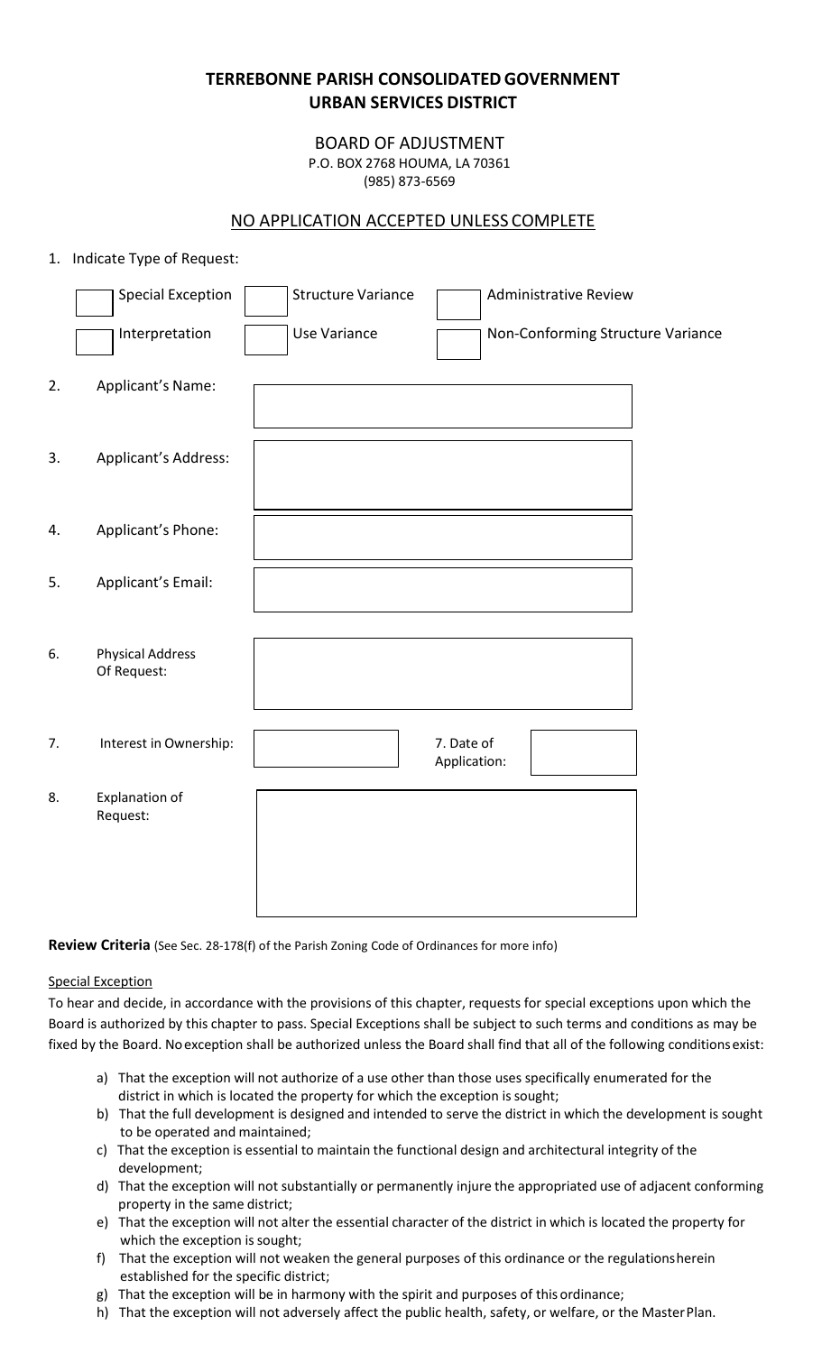# TERREBONNE PARISH CONSOLIDATED GOVERNMENT
## URBAN SERVICES DISTRICT

BOARD OF ADJUSTMENT
P.O. BOX 2768 HOUMA, LA 70361
(985) 873-6569

NO APPLICATION ACCEPTED UNLESS COMPLETE

1. Indicate Type of Request:

| ☐ Special Exception | ☐ Structure Variance | ☐ Administrative Review |
|---|---|---|
| ☐ Interpretation | ☐ Use Variance | ☐ Non-Conforming Structure Variance |

2. Applicant's Name: \_\_\_\_\_\_\_\_\_\_\_\_\_\_\_\_

3. Applicant's Address: \_\_\_\_\_\_\_\_\_\_\_\_\_\_\_\_

4. Applicant's Phone: \_\_\_\_\_\_\_\_\_\_\_\_\_\_\_\_

5. Applicant's Email: \_\_\_\_\_\_\_\_\_\_\_\_\_\_\_\_

6. Physical Address Of Request: \_\_\_\_\_\_\_\_\_\_\_\_\_\_\_\_

7. Interest in Ownership: \_\_\_\_\_\_\_\_ 7. Date of Application: \_\_\_\_\_\_\_\_

8. Explanation of Request: \_\_\_\_\_\_\_\_\_\_\_\_\_\_\_\_

**Review Criteria** (See Sec. 28-178(f) of the Parish Zoning Code of Ordinances for more info)

Special Exception

To hear and decide, in accordance with the provisions of this chapter, requests for special exceptions upon which the Board is authorized by this chapter to pass. Special Exceptions shall be subject to such terms and conditions as may be fixed by the Board. No exception shall be authorized unless the Board shall find that all of the following conditions exist:

a) That the exception will not authorize of a use other than those uses specifically enumerated for the district in which is located the property for which the exception is sought;
b) That the full development is designed and intended to serve the district in which the development is sought to be operated and maintained;
c) That the exception is essential to maintain the functional design and architectural integrity of the development;
d) That the exception will not substantially or permanently injure the appropriated use of adjacent conforming property in the same district;
e) That the exception will not alter the essential character of the district in which is located the property for which the exception is sought;
f) That the exception will not weaken the general purposes of this ordinance or the regulations herein established for the specific district;
g) That the exception will be in harmony with the spirit and purposes of this ordinance;
h) That the exception will not adversely affect the public health, safety, or welfare, or the Master Plan.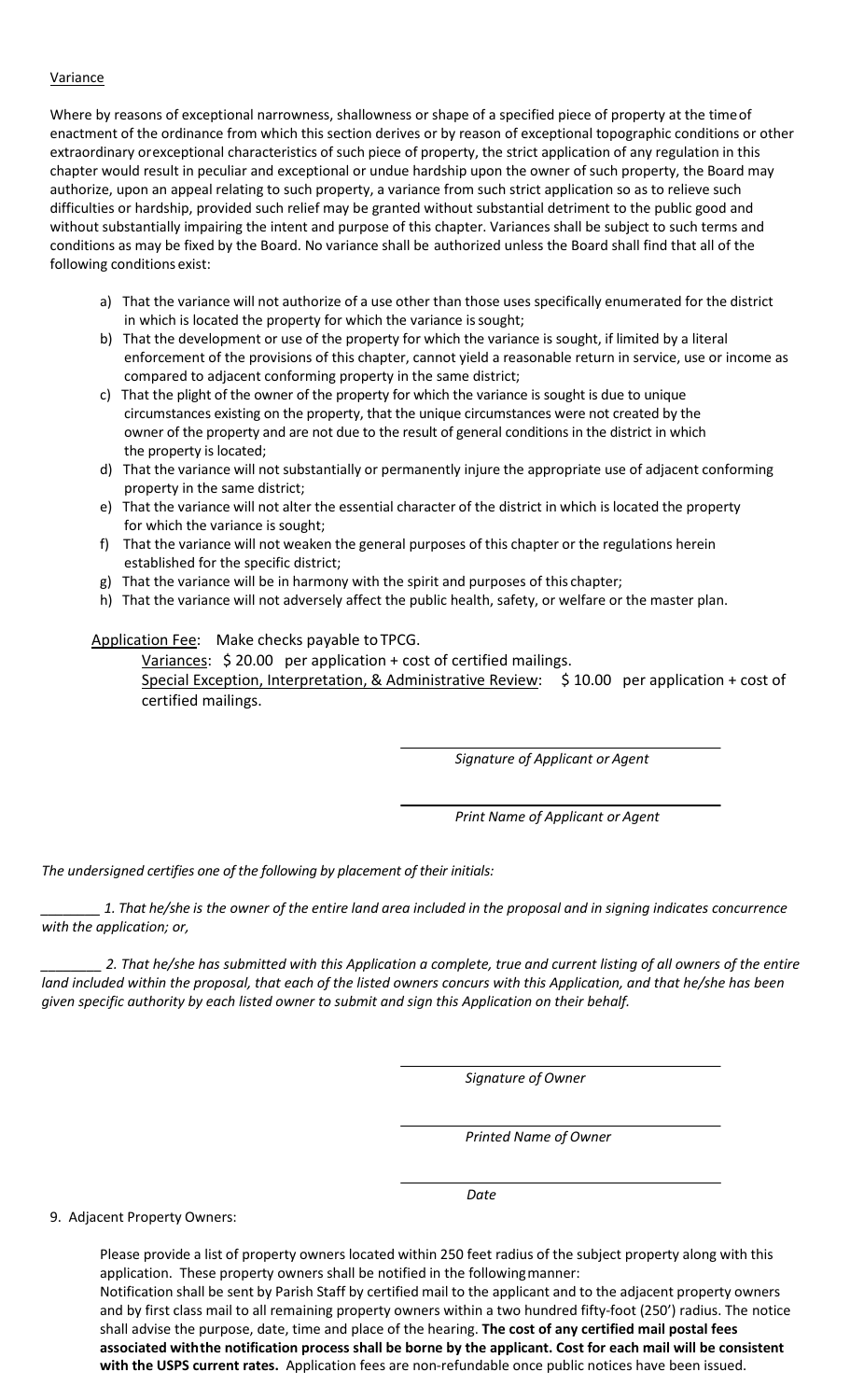## Variance

Where by reasons of exceptional narrowness, shallowness or shape of a specified piece of property at the time of enactment of the ordinance from which this section derives or by reason of exceptional topographic conditions or other extraordinary or exceptional characteristics of such piece of property, the strict application of any regulation in this chapter would result in peculiar and exceptional or undue hardship upon the owner of such property, the Board may authorize, upon an appeal relating to such property, a variance from such strict application so as to relieve such difficulties or hardship, provided such relief may be granted without substantial detriment to the public good and without substantially impairing the intent and purpose of this chapter. Variances shall be subject to such terms and conditions as may be fixed by the Board. No variance shall be authorized unless the Board shall find that all of the following conditions exist:

a) That the variance will not authorize of a use other than those uses specifically enumerated for the district in which is located the property for which the variance is sought;
b) That the development or use of the property for which the variance is sought, if limited by a literal enforcement of the provisions of this chapter, cannot yield a reasonable return in service, use or income as compared to adjacent conforming property in the same district;
c) That the plight of the owner of the property for which the variance is sought is due to unique circumstances existing on the property, that the unique circumstances were not created by the owner of the property and are not due to the result of general conditions in the district in which the property is located;
d) That the variance will not substantially or permanently injure the appropriate use of adjacent conforming property in the same district;
e) That the variance will not alter the essential character of the district in which is located the property for which the variance is sought;
f) That the variance will not weaken the general purposes of this chapter or the regulations herein established for the specific district;
g) That the variance will be in harmony with the spirit and purposes of this chapter;
h) That the variance will not adversely affect the public health, safety, or welfare or the master plan.

Application Fee: Make checks payable to TPCG.

Variances: $ 20.00 per application + cost of certified mailings.

Special Exception, Interpretation, & Administrative Review: $ 10.00 per application + cost of certified mailings.

______________________________
*Signature of Applicant or Agent*

______________________________
*Print Name of Applicant or Agent*

*The undersigned certifies one of the following by placement of their initials:*

________ *1. That he/she is the owner of the entire land area included in the proposal and in signing indicates concurrence with the application; or,*

________ *2. That he/she has submitted with this Application a complete, true and current listing of all owners of the entire land included within the proposal, that each of the listed owners concurs with this Application, and that he/she has been given specific authority by each listed owner to submit and sign this Application on their behalf.*

______________________________
*Signature of Owner*

______________________________
*Printed Name of Owner*

______________________________
*Date*

9. Adjacent Property Owners:

Please provide a list of property owners located within 250 feet radius of the subject property along with this application. These property owners shall be notified in the following manner:

Notification shall be sent by Parish Staff by certified mail to the applicant and to the adjacent property owners and by first class mail to all remaining property owners within a two hundred fifty-foot (250') radius. The notice shall advise the purpose, date, time and place of the hearing. **The cost of any certified mail postal fees associated with the notification process shall be borne by the applicant. Cost for each mail will be consistent with the USPS current rates.** Application fees are non-refundable once public notices have been issued.